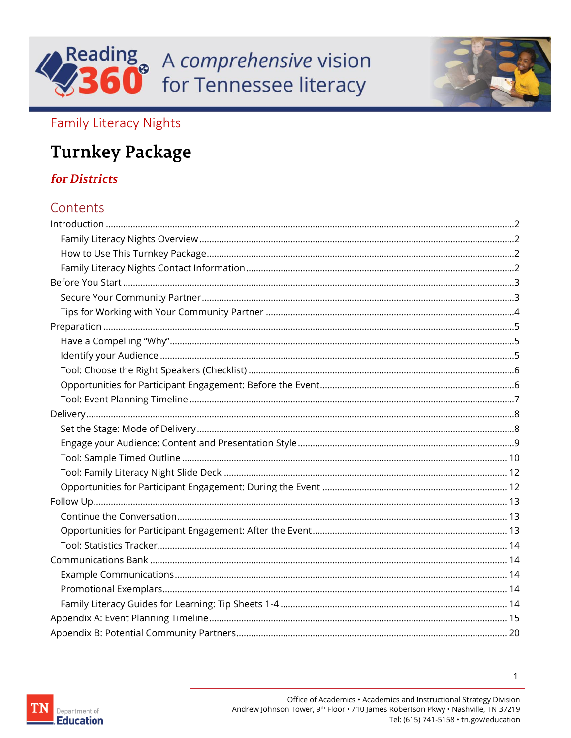Reading 360 A comprehensive vision for Tennessee literacy

Family Literacy Nights

# Turnkey Package

## *for Districts*

## Contents

Introduction ....................................................................................................................................2

- Family Literacy Nights Overview ....................................................................................................2
- How to Use This Turnkey Package..................................................................................................2
- Family Literacy Nights Contact Information ...................................................................................2

Before You Start ..............................................................................................................................3

- Secure Your Community Partner....................................................................................................3
- Tips for Working with Your Community Partner ...........................................................................4

Preparation ......................................................................................................................................5

- Have a Compelling "Why".................................................................................................................5
- Identify your Audience ....................................................................................................................5
- Tool: Choose the Right Speakers (Checklist) ..................................................................................6
- Opportunities for Participant Engagement: Before the Event.......................................................6
- Tool: Event Planning Timeline .........................................................................................................7

Delivery............................................................................................................................................8

- Set the Stage: Mode of Delivery ......................................................................................................8
- Engage your Audience: Content and Presentation Style ...............................................................9
- Tool: Sample Timed Outline .......................................................................................................... 10
- Tool: Family Literacy Night Slide Deck .......................................................................................... 12
- Opportunities for Participant Engagement: During the Event .................................................. 12

Follow Up....................................................................................................................................... 13

- Continue the Conversation............................................................................................................ 13
- Opportunities for Participant Engagement: After the Event...................................................... 13
- Tool: Statistics Tracker................................................................................................................... 14

Communications Bank .................................................................................................................. 14

- Example Communications............................................................................................................. 14
- Promotional Exemplars.................................................................................................................. 14
- Family Literacy Guides for Learning: Tip Sheets 1-4 ................................................................... 14

Appendix A: Event Planning Timeline........................................................................................... 15

Appendix B: Potential Community Partners................................................................................. 20

Office of Academics • Academics and Instructional Strategy Division
Andrew Johnson Tower, 9th Floor • 710 James Robertson Pkwy • Nashville, TN 37219
Tel: (615) 741-5158 • tn.gov/education

TN Department of Education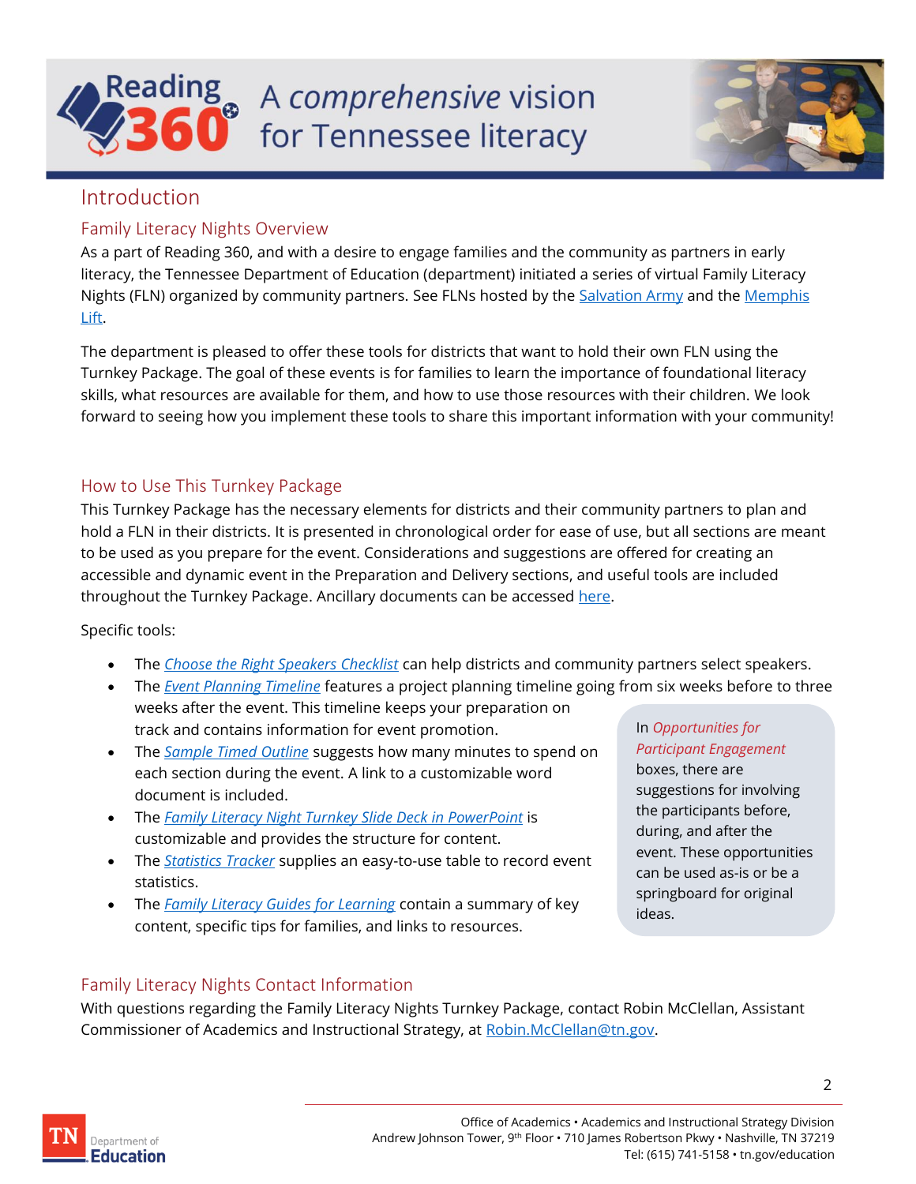# Introduction

## Family Literacy Nights Overview

As a part of Reading 360, and with a desire to engage families and the community as partners in early literacy, the Tennessee Department of Education (department) initiated a series of virtual Family Literacy Nights (FLN) organized by community partners. See FLNs hosted by the Salvation Army and the Memphis Lift.

The department is pleased to offer these tools for districts that want to hold their own FLN using the Turnkey Package. The goal of these events is for families to learn the importance of foundational literacy skills, what resources are available for them, and how to use those resources with their children. We look forward to seeing how you implement these tools to share this important information with your community!

## How to Use This Turnkey Package

This Turnkey Package has the necessary elements for districts and their community partners to plan and hold a FLN in their districts. It is presented in chronological order for ease of use, but all sections are meant to be used as you prepare for the event. Considerations and suggestions are offered for creating an accessible and dynamic event in the Preparation and Delivery sections, and useful tools are included throughout the Turnkey Package. Ancillary documents can be accessed here.

Specific tools:

- The *Choose the Right Speakers Checklist* can help districts and community partners select speakers.
- The *Event Planning Timeline* features a project planning timeline going from six weeks before to three weeks after the event. This timeline keeps your preparation on track and contains information for event promotion.
- The *Sample Timed Outline* suggests how many minutes to spend on each section during the event. A link to a customizable word document is included.
- The *Family Literacy Night Turnkey Slide Deck in PowerPoint* is customizable and provides the structure for content.
- The *Statistics Tracker* supplies an easy-to-use table to record event statistics.
- The *Family Literacy Guides for Learning* contain a summary of key content, specific tips for families, and links to resources.

In *Opportunities for Participant Engagement* boxes, there are suggestions for involving the participants before, during, and after the event. These opportunities can be used as-is or be a springboard for original ideas.

## Family Literacy Nights Contact Information

With questions regarding the Family Literacy Nights Turnkey Package, contact Robin McClellan, Assistant Commissioner of Academics and Instructional Strategy, at Robin.McClellan@tn.gov.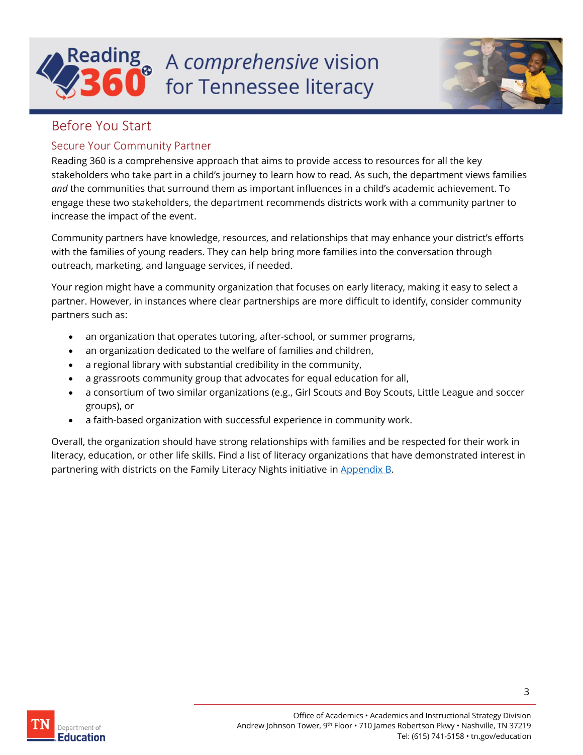## Before You Start

### Secure Your Community Partner

Reading 360 is a comprehensive approach that aims to provide access to resources for all the key stakeholders who take part in a child's journey to learn how to read. As such, the department views families *and* the communities that surround them as important influences in a child's academic achievement. To engage these two stakeholders, the department recommends districts work with a community partner to increase the impact of the event.

Community partners have knowledge, resources, and relationships that may enhance your district's efforts with the families of young readers. They can help bring more families into the conversation through outreach, marketing, and language services, if needed.

Your region might have a community organization that focuses on early literacy, making it easy to select a partner. However, in instances where clear partnerships are more difficult to identify, consider community partners such as:

- an organization that operates tutoring, after-school, or summer programs,
- an organization dedicated to the welfare of families and children,
- a regional library with substantial credibility in the community,
- a grassroots community group that advocates for equal education for all,
- a consortium of two similar organizations (e.g., Girl Scouts and Boy Scouts, Little League and soccer groups), or
- a faith-based organization with successful experience in community work.

Overall, the organization should have strong relationships with families and be respected for their work in literacy, education, or other life skills. Find a list of literacy organizations that have demonstrated interest in partnering with districts on the Family Literacy Nights initiative in Appendix B.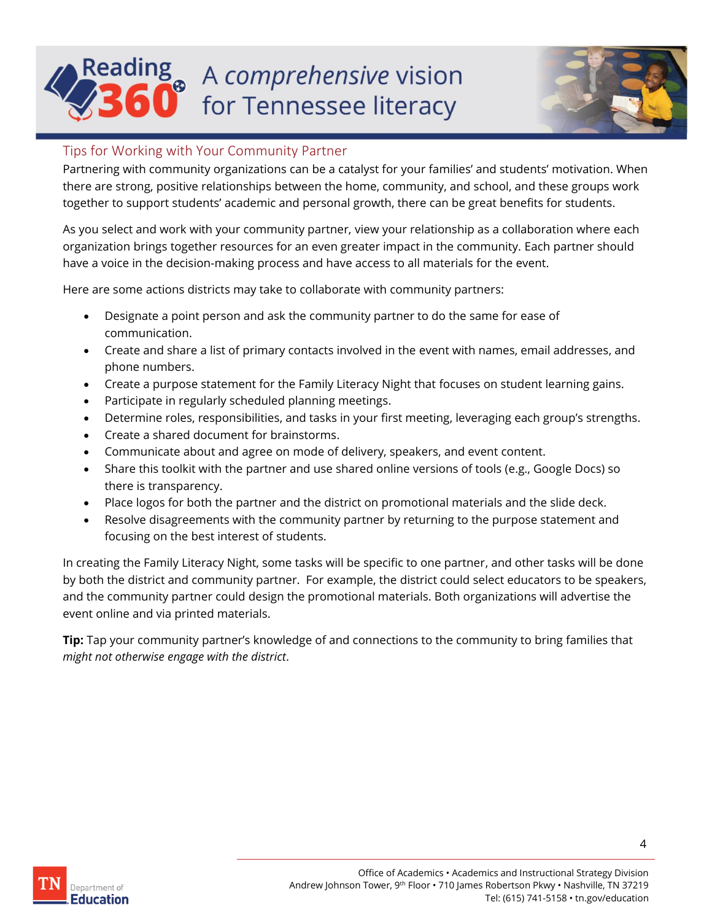## Tips for Working with Your Community Partner

Partnering with community organizations can be a catalyst for your families' and students' motivation. When there are strong, positive relationships between the home, community, and school, and these groups work together to support students' academic and personal growth, there can be great benefits for students.

As you select and work with your community partner, view your relationship as a collaboration where each organization brings together resources for an even greater impact in the community. Each partner should have a voice in the decision-making process and have access to all materials for the event.

Here are some actions districts may take to collaborate with community partners:

- Designate a point person and ask the community partner to do the same for ease of communication.
- Create and share a list of primary contacts involved in the event with names, email addresses, and phone numbers.
- Create a purpose statement for the Family Literacy Night that focuses on student learning gains.
- Participate in regularly scheduled planning meetings.
- Determine roles, responsibilities, and tasks in your first meeting, leveraging each group's strengths.
- Create a shared document for brainstorms.
- Communicate about and agree on mode of delivery, speakers, and event content.
- Share this toolkit with the partner and use shared online versions of tools (e.g., Google Docs) so there is transparency.
- Place logos for both the partner and the district on promotional materials and the slide deck.
- Resolve disagreements with the community partner by returning to the purpose statement and focusing on the best interest of students.

In creating the Family Literacy Night, some tasks will be specific to one partner, and other tasks will be done by both the district and community partner. For example, the district could select educators to be speakers, and the community partner could design the promotional materials. Both organizations will advertise the event online and via printed materials.

**Tip:** Tap your community partner's knowledge of and connections to the community to bring families that *might not otherwise engage with the district*.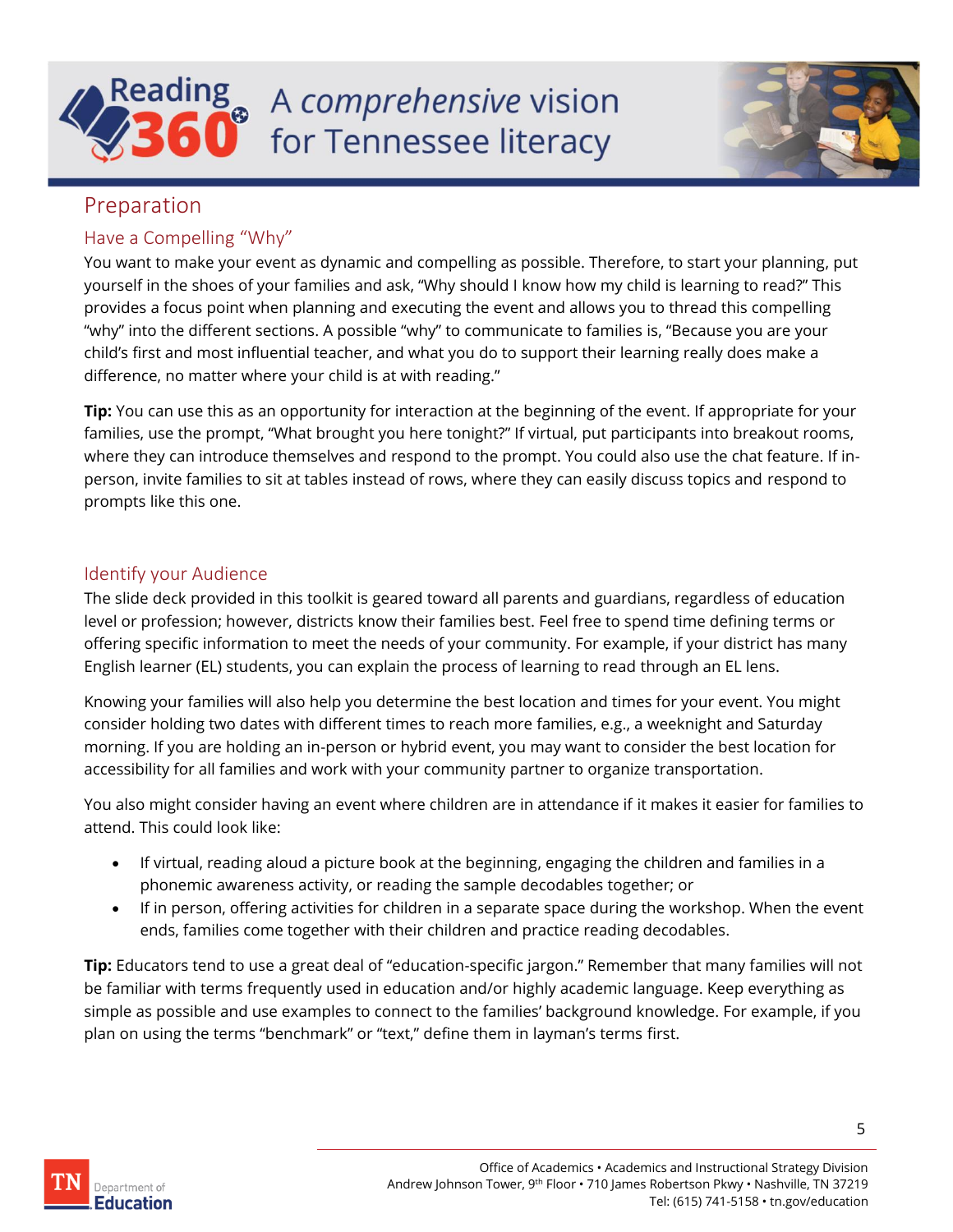## Preparation

### Have a Compelling "Why"

You want to make your event as dynamic and compelling as possible. Therefore, to start your planning, put yourself in the shoes of your families and ask, "Why should I know how my child is learning to read?" This provides a focus point when planning and executing the event and allows you to thread this compelling "why" into the different sections. A possible "why" to communicate to families is, "Because you are your child's first and most influential teacher, and what you do to support their learning really does make a difference, no matter where your child is at with reading."

**Tip:** You can use this as an opportunity for interaction at the beginning of the event. If appropriate for your families, use the prompt, "What brought you here tonight?" If virtual, put participants into breakout rooms, where they can introduce themselves and respond to the prompt. You could also use the chat feature. If in-person, invite families to sit at tables instead of rows, where they can easily discuss topics and respond to prompts like this one.

### Identify your Audience

The slide deck provided in this toolkit is geared toward all parents and guardians, regardless of education level or profession; however, districts know their families best. Feel free to spend time defining terms or offering specific information to meet the needs of your community. For example, if your district has many English learner (EL) students, you can explain the process of learning to read through an EL lens.

Knowing your families will also help you determine the best location and times for your event. You might consider holding two dates with different times to reach more families, e.g., a weeknight and Saturday morning. If you are holding an in-person or hybrid event, you may want to consider the best location for accessibility for all families and work with your community partner to organize transportation.

You also might consider having an event where children are in attendance if it makes it easier for families to attend. This could look like:

- If virtual, reading aloud a picture book at the beginning, engaging the children and families in a phonemic awareness activity, or reading the sample decodables together; or
- If in person, offering activities for children in a separate space during the workshop. When the event ends, families come together with their children and practice reading decodables.

**Tip:** Educators tend to use a great deal of "education-specific jargon." Remember that many families will not be familiar with terms frequently used in education and/or highly academic language. Keep everything as simple as possible and use examples to connect to the families' background knowledge. For example, if you plan on using the terms "benchmark" or "text," define them in layman's terms first.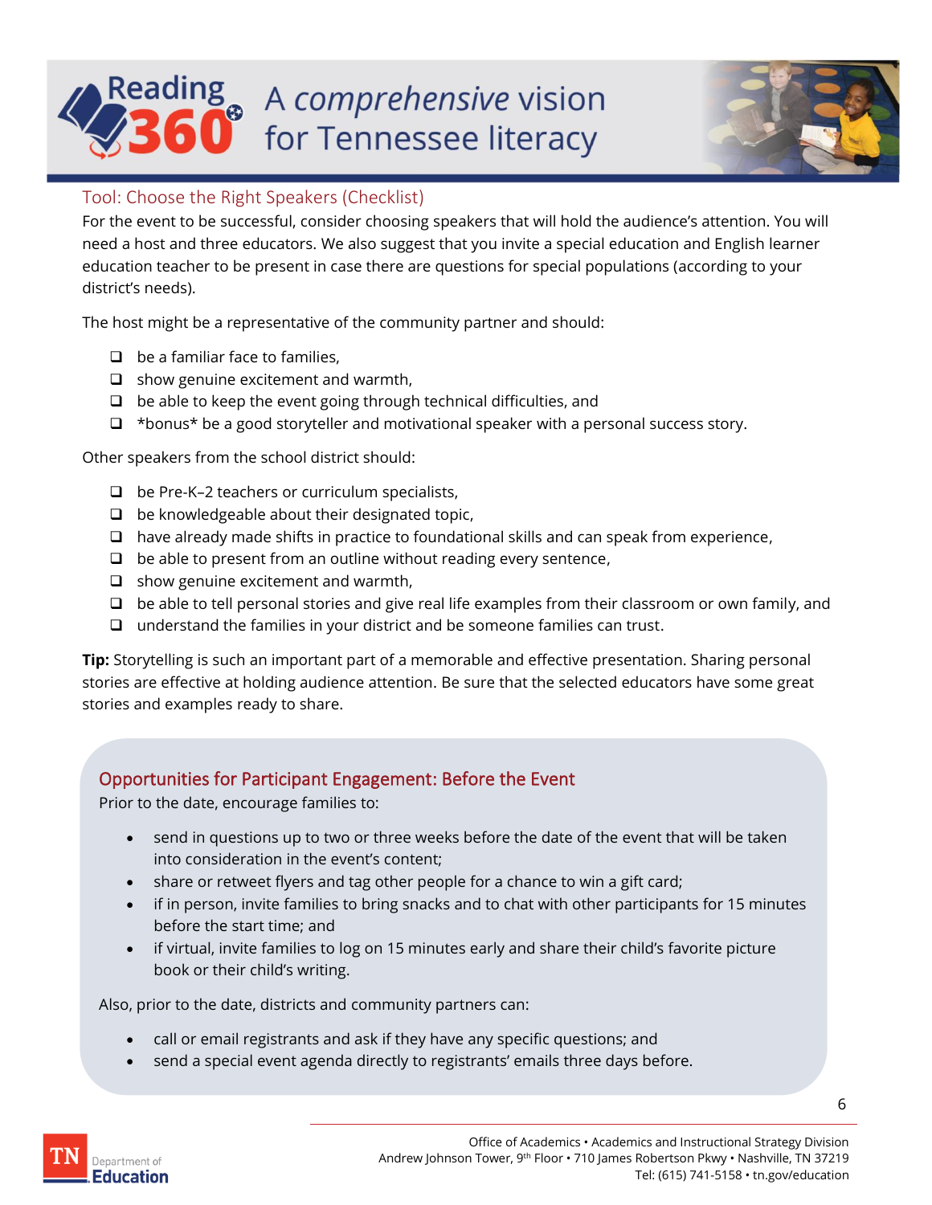## Tool: Choose the Right Speakers (Checklist)

For the event to be successful, consider choosing speakers that will hold the audience's attention. You will need a host and three educators. We also suggest that you invite a special education and English learner education teacher to be present in case there are questions for special populations (according to your district's needs).

The host might be a representative of the community partner and should:

- [ ] be a familiar face to families,
- [ ] show genuine excitement and warmth,
- [ ] be able to keep the event going through technical difficulties, and
- [ ] *bonus* be a good storyteller and motivational speaker with a personal success story.

Other speakers from the school district should:

- [ ] be Pre-K–2 teachers or curriculum specialists,
- [ ] be knowledgeable about their designated topic,
- [ ] have already made shifts in practice to foundational skills and can speak from experience,
- [ ] be able to present from an outline without reading every sentence,
- [ ] show genuine excitement and warmth,
- [ ] be able to tell personal stories and give real life examples from their classroom or own family, and
- [ ] understand the families in your district and be someone families can trust.

**Tip:** Storytelling is such an important part of a memorable and effective presentation. Sharing personal stories are effective at holding audience attention. Be sure that the selected educators have some great stories and examples ready to share.

### Opportunities for Participant Engagement: Before the Event

Prior to the date, encourage families to:

- send in questions up to two or three weeks before the date of the event that will be taken into consideration in the event's content;
- share or retweet flyers and tag other people for a chance to win a gift card;
- if in person, invite families to bring snacks and to chat with other participants for 15 minutes before the start time; and
- if virtual, invite families to log on 15 minutes early and share their child's favorite picture book or their child's writing.

Also, prior to the date, districts and community partners can:

- call or email registrants and ask if they have any specific questions; and
- send a special event agenda directly to registrants' emails three days before.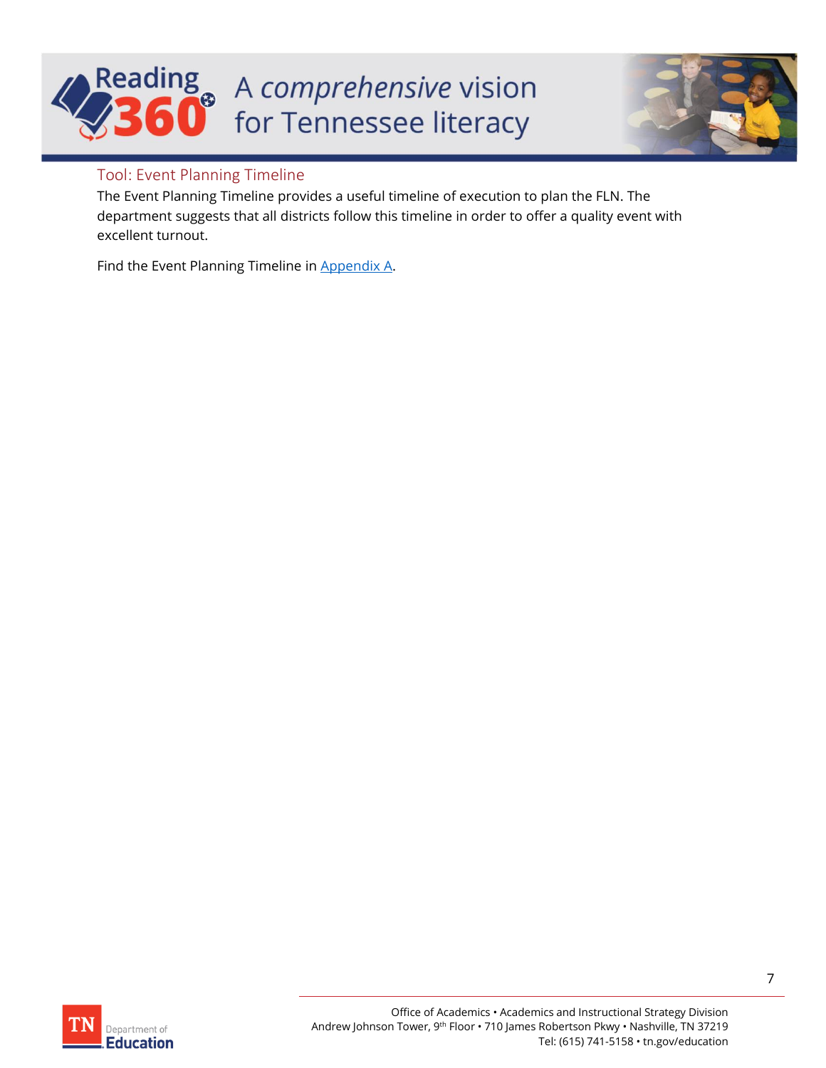## Tool: Event Planning Timeline

The Event Planning Timeline provides a useful timeline of execution to plan the FLN. The department suggests that all districts follow this timeline in order to offer a quality event with excellent turnout.

Find the Event Planning Timeline in Appendix A.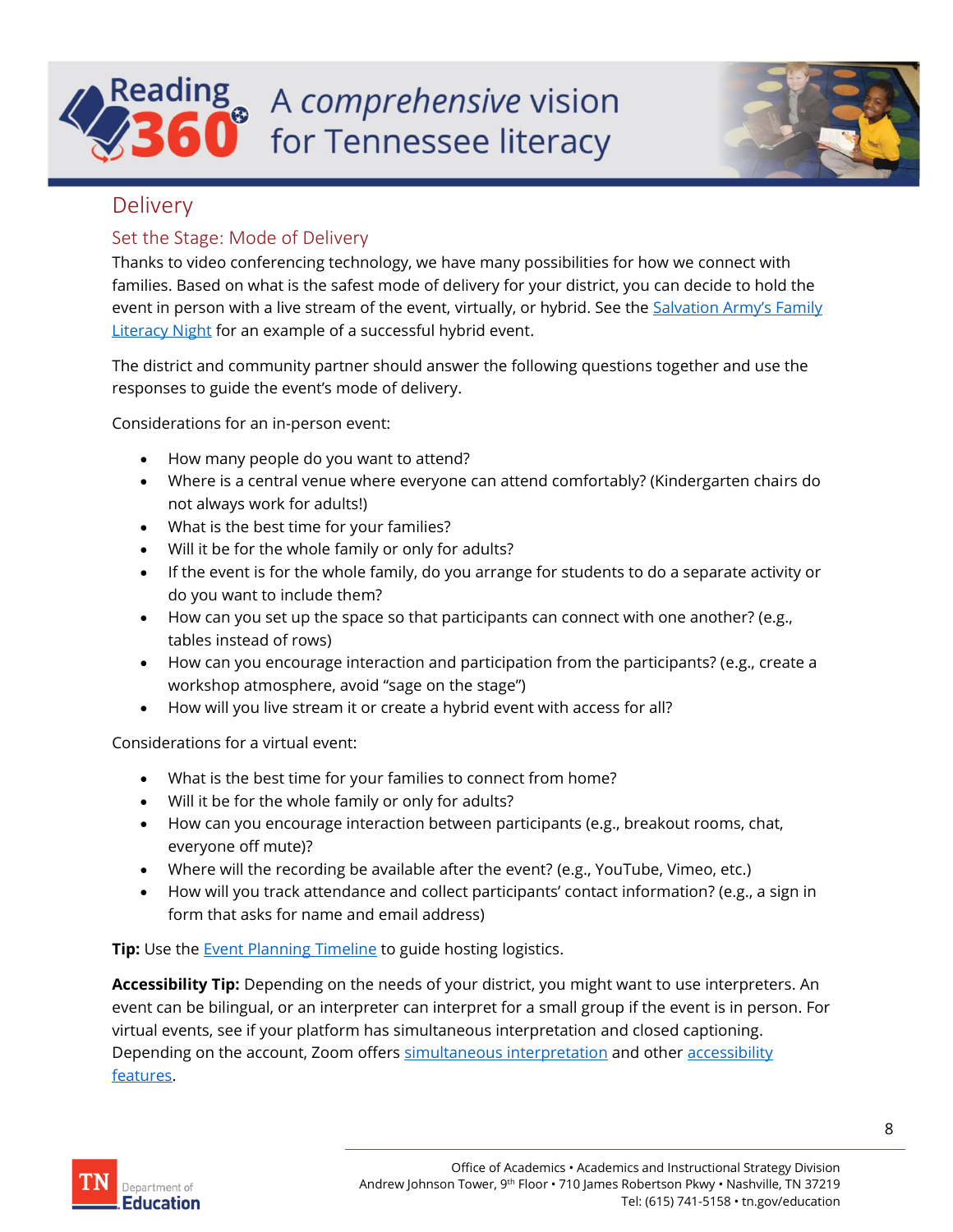## Delivery

### Set the Stage: Mode of Delivery

Thanks to video conferencing technology, we have many possibilities for how we connect with families. Based on what is the safest mode of delivery for your district, you can decide to hold the event in person with a live stream of the event, virtually, or hybrid. See the Salvation Army's Family Literacy Night for an example of a successful hybrid event.

The district and community partner should answer the following questions together and use the responses to guide the event's mode of delivery.

Considerations for an in-person event:

- How many people do you want to attend?
- Where is a central venue where everyone can attend comfortably? (Kindergarten chairs do not always work for adults!)
- What is the best time for your families?
- Will it be for the whole family or only for adults?
- If the event is for the whole family, do you arrange for students to do a separate activity or do you want to include them?
- How can you set up the space so that participants can connect with one another? (e.g., tables instead of rows)
- How can you encourage interaction and participation from the participants? (e.g., create a workshop atmosphere, avoid "sage on the stage")
- How will you live stream it or create a hybrid event with access for all?

Considerations for a virtual event:

- What is the best time for your families to connect from home?
- Will it be for the whole family or only for adults?
- How can you encourage interaction between participants (e.g., breakout rooms, chat, everyone off mute)?
- Where will the recording be available after the event? (e.g., YouTube, Vimeo, etc.)
- How will you track attendance and collect participants' contact information? (e.g., a sign in form that asks for name and email address)

**Tip:** Use the Event Planning Timeline to guide hosting logistics.

**Accessibility Tip:** Depending on the needs of your district, you might want to use interpreters. An event can be bilingual, or an interpreter can interpret for a small group if the event is in person. For virtual events, see if your platform has simultaneous interpretation and closed captioning. Depending on the account, Zoom offers simultaneous interpretation and other accessibility features.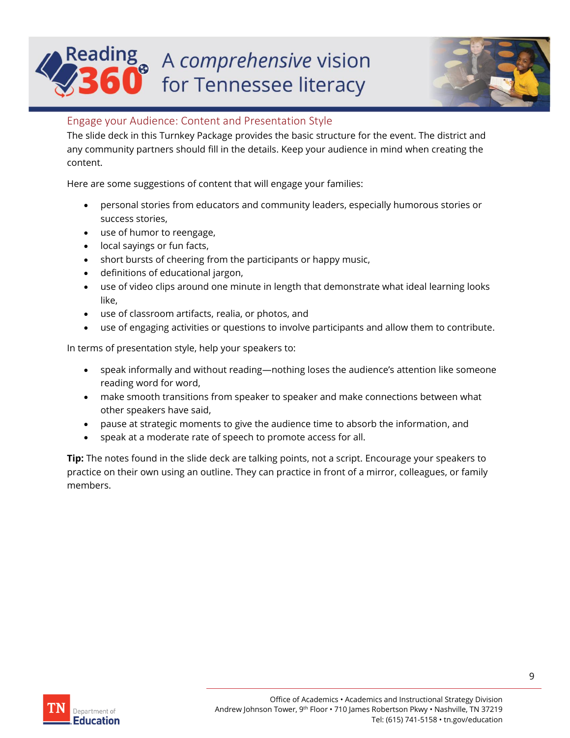## Engage your Audience: Content and Presentation Style

The slide deck in this Turnkey Package provides the basic structure for the event. The district and any community partners should fill in the details. Keep your audience in mind when creating the content.

Here are some suggestions of content that will engage your families:

- personal stories from educators and community leaders, especially humorous stories or success stories,
- use of humor to reengage,
- local sayings or fun facts,
- short bursts of cheering from the participants or happy music,
- definitions of educational jargon,
- use of video clips around one minute in length that demonstrate what ideal learning looks like,
- use of classroom artifacts, realia, or photos, and
- use of engaging activities or questions to involve participants and allow them to contribute.

In terms of presentation style, help your speakers to:

- speak informally and without reading—nothing loses the audience's attention like someone reading word for word,
- make smooth transitions from speaker to speaker and make connections between what other speakers have said,
- pause at strategic moments to give the audience time to absorb the information, and
- speak at a moderate rate of speech to promote access for all.

**Tip:** The notes found in the slide deck are talking points, not a script. Encourage your speakers to practice on their own using an outline. They can practice in front of a mirror, colleagues, or family members.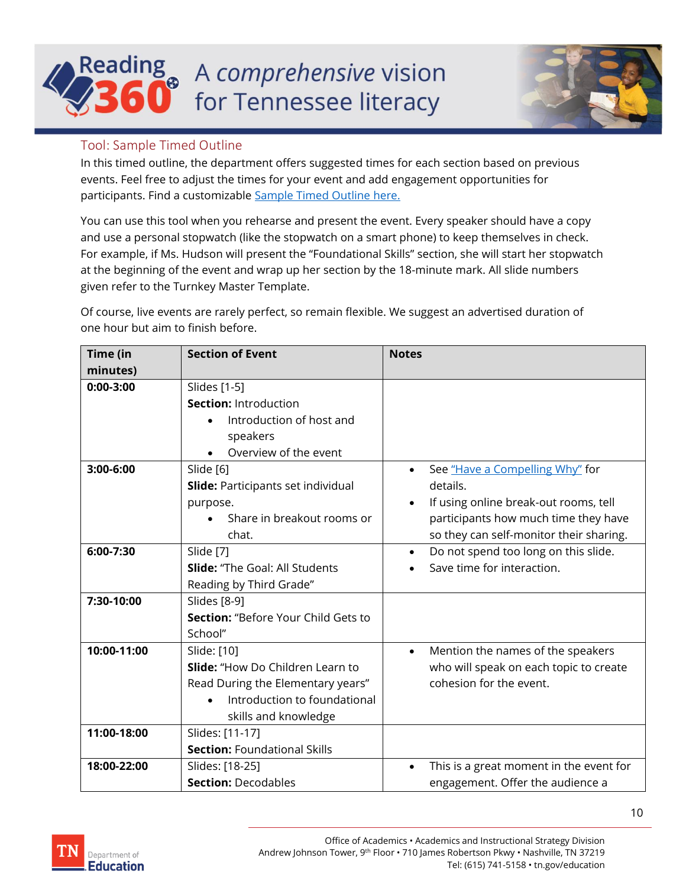## Tool: Sample Timed Outline

In this timed outline, the department offers suggested times for each section based on previous events. Feel free to adjust the times for your event and add engagement opportunities for participants. Find a customizable [Sample Timed Outline here.]()

You can use this tool when you rehearse and present the event. Every speaker should have a copy and use a personal stopwatch (like the stopwatch on a smart phone) to keep themselves in check. For example, if Ms. Hudson will present the "Foundational Skills" section, she will start her stopwatch at the beginning of the event and wrap up her section by the 18-minute mark. All slide numbers given refer to the Turnkey Master Template.

Of course, live events are rarely perfect, so remain flexible. We suggest an advertised duration of one hour but aim to finish before.

| Time (in minutes) | Section of Event | Notes |
|---|---|---|
| **0:00-3:00** | Slides [1-5]<br>**Section:** Introduction<br>• Introduction of host and speakers<br>• Overview of the event | |
| **3:00-6:00** | Slide [6]<br>**Slide:** Participants set individual purpose.<br>• Share in breakout rooms or chat. | • See ["Have a Compelling Why"]() for details.<br>• If using online break-out rooms, tell participants how much time they have so they can self-monitor their sharing. |
| **6:00-7:30** | Slide [7]<br>**Slide:** "The Goal: All Students Reading by Third Grade" | • Do not spend too long on this slide.<br>• Save time for interaction. |
| **7:30-10:00** | Slides [8-9]<br>**Section:** "Before Your Child Gets to School" | |
| **10:00-11:00** | Slide: [10]<br>**Slide:** "How Do Children Learn to Read During the Elementary years"<br>• Introduction to foundational skills and knowledge | • Mention the names of the speakers who will speak on each topic to create cohesion for the event. |
| **11:00-18:00** | Slides: [11-17]<br>**Section:** Foundational Skills | |
| **18:00-22:00** | Slides: [18-25]<br>**Section:** Decodables | • This is a great moment in the event for engagement. Offer the audience a |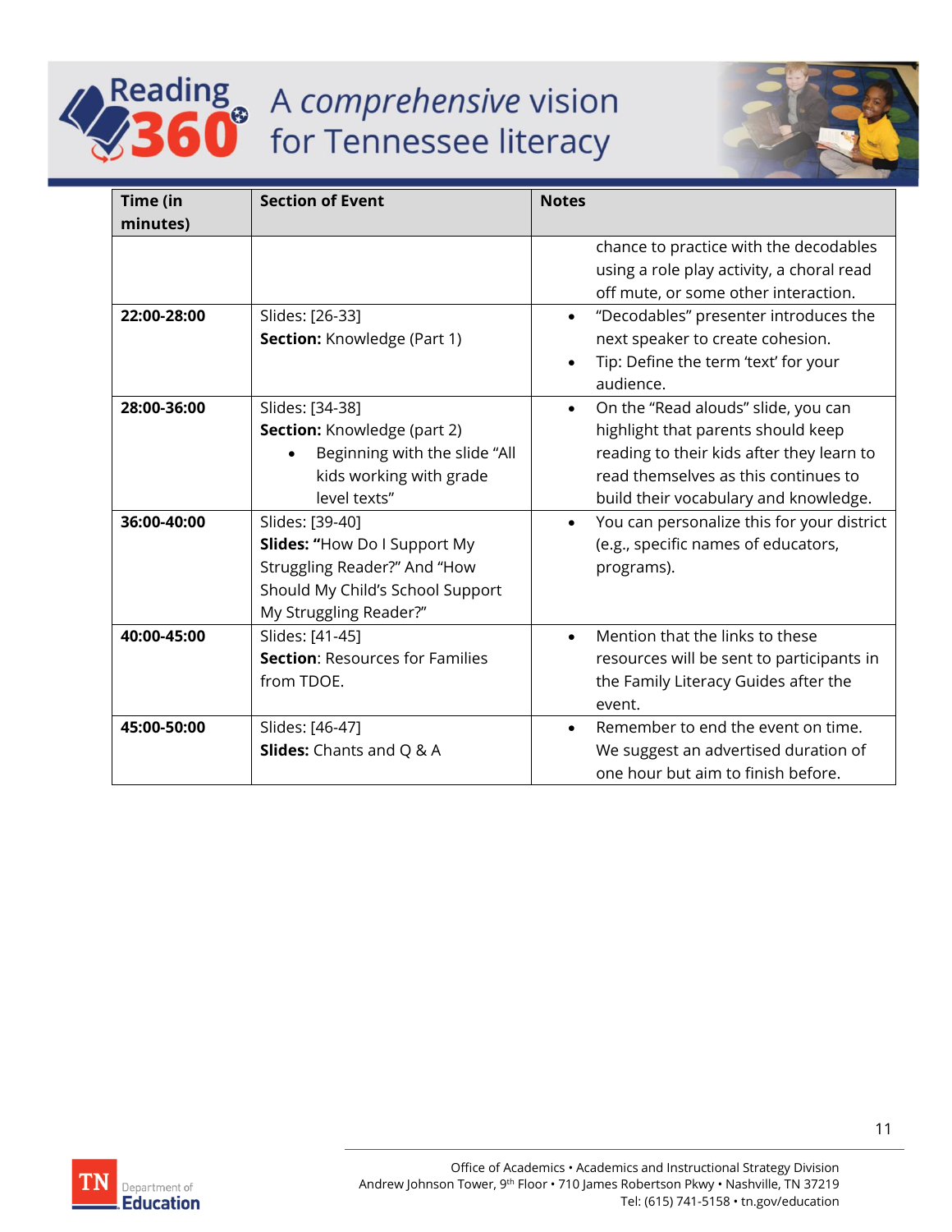| Time (in minutes) | Section of Event | Notes |
|---|---|---|
| | | chance to practice with the decodables using a role play activity, a choral read off mute, or some other interaction. |
| **22:00-28:00** | Slides: [26-33]<br>**Section:** Knowledge (Part 1) | • "Decodables" presenter introduces the next speaker to create cohesion.<br>• Tip: Define the term 'text' for your audience. |
| **28:00-36:00** | Slides: [34-38]<br>**Section:** Knowledge (part 2)<br>• Beginning with the slide "All kids working with grade level texts" | • On the "Read alouds" slide, you can highlight that parents should keep reading to their kids after they learn to read themselves as this continues to build their vocabulary and knowledge. |
| **36:00-40:00** | Slides: [39-40]<br>**Slides: "**How Do I Support My Struggling Reader?" And "How Should My Child's School Support My Struggling Reader?" | • You can personalize this for your district (e.g., specific names of educators, programs). |
| **40:00-45:00** | Slides: [41-45]<br>**Section**: Resources for Families from TDOE. | • Mention that the links to these resources will be sent to participants in the Family Literacy Guides after the event. |
| **45:00-50:00** | Slides: [46-47]<br>**Slides:** Chants and Q & A | • Remember to end the event on time. We suggest an advertised duration of one hour but aim to finish before. |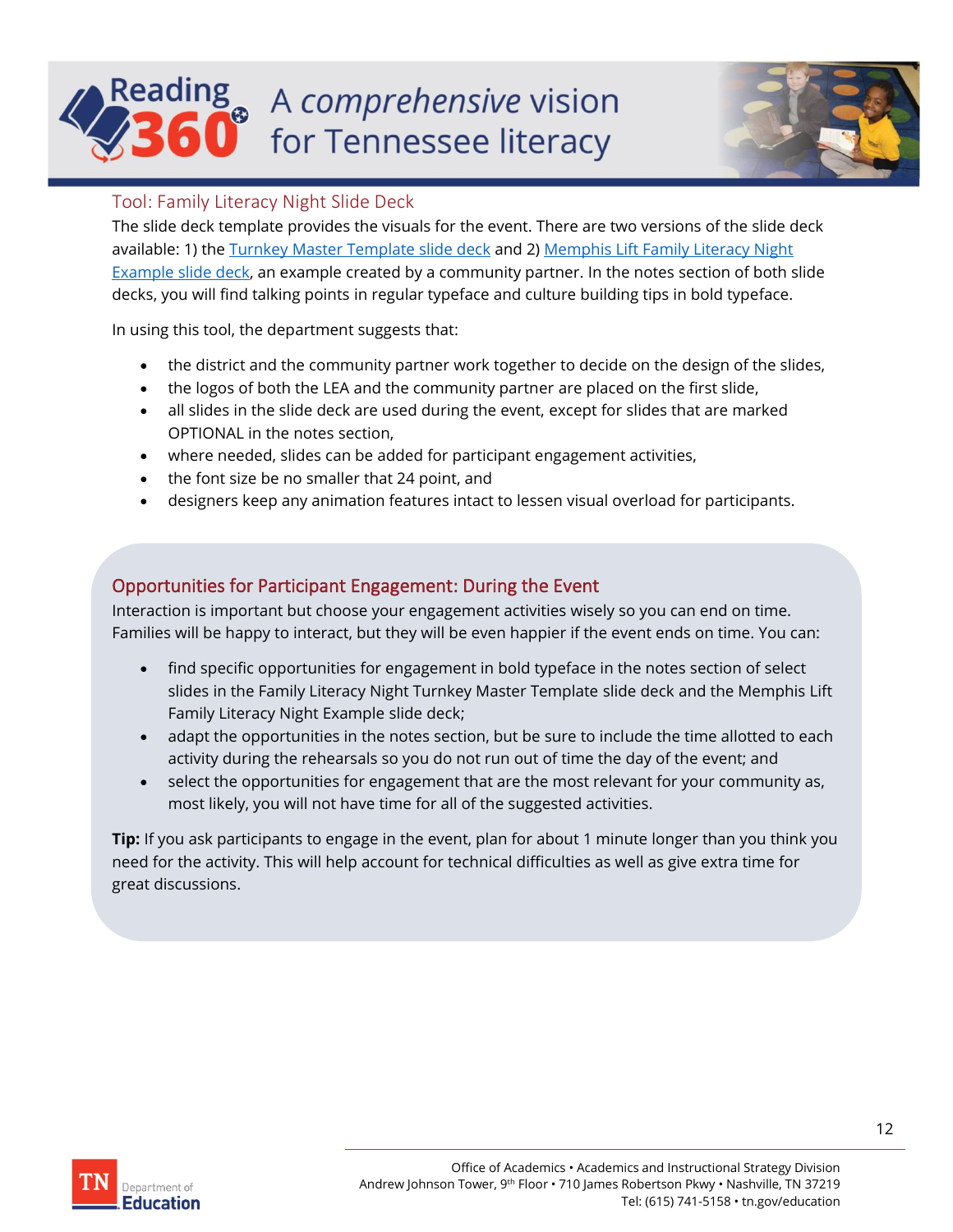## Tool: Family Literacy Night Slide Deck

The slide deck template provides the visuals for the event. There are two versions of the slide deck available: 1) the Turnkey Master Template slide deck and 2) Memphis Lift Family Literacy Night Example slide deck, an example created by a community partner. In the notes section of both slide decks, you will find talking points in regular typeface and culture building tips in bold typeface.

In using this tool, the department suggests that:

- the district and the community partner work together to decide on the design of the slides,
- the logos of both the LEA and the community partner are placed on the first slide,
- all slides in the slide deck are used during the event, except for slides that are marked OPTIONAL in the notes section,
- where needed, slides can be added for participant engagement activities,
- the font size be no smaller that 24 point, and
- designers keep any animation features intact to lessen visual overload for participants.

## Opportunities for Participant Engagement: During the Event

Interaction is important but choose your engagement activities wisely so you can end on time. Families will be happy to interact, but they will be even happier if the event ends on time. You can:

- find specific opportunities for engagement in bold typeface in the notes section of select slides in the Family Literacy Night Turnkey Master Template slide deck and the Memphis Lift Family Literacy Night Example slide deck;
- adapt the opportunities in the notes section, but be sure to include the time allotted to each activity during the rehearsals so you do not run out of time the day of the event; and
- select the opportunities for engagement that are the most relevant for your community as, most likely, you will not have time for all of the suggested activities.

**Tip:** If you ask participants to engage in the event, plan for about 1 minute longer than you think you need for the activity. This will help account for technical difficulties as well as give extra time for great discussions.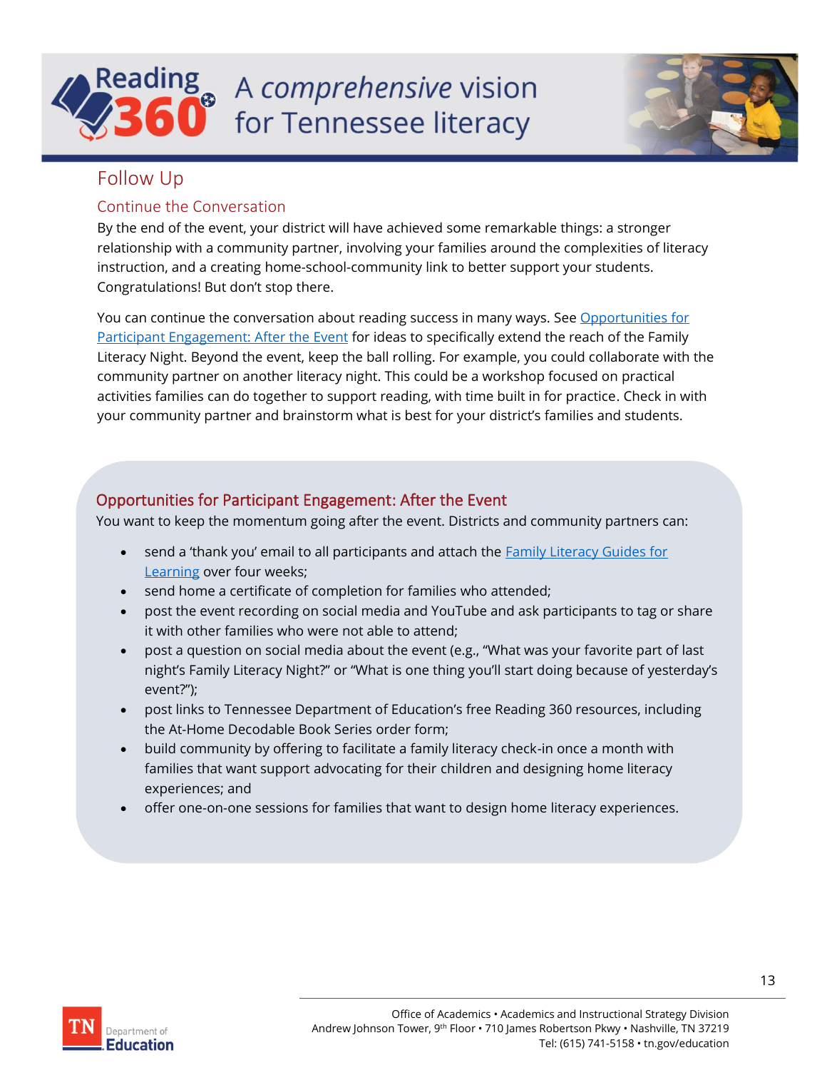## Follow Up

### Continue the Conversation

By the end of the event, your district will have achieved some remarkable things: a stronger relationship with a community partner, involving your families around the complexities of literacy instruction, and a creating home-school-community link to better support your students. Congratulations! But don't stop there.

You can continue the conversation about reading success in many ways. See Opportunities for Participant Engagement: After the Event for ideas to specifically extend the reach of the Family Literacy Night. Beyond the event, keep the ball rolling. For example, you could collaborate with the community partner on another literacy night. This could be a workshop focused on practical activities families can do together to support reading, with time built in for practice. Check in with your community partner and brainstorm what is best for your district's families and students.

### Opportunities for Participant Engagement: After the Event

You want to keep the momentum going after the event. Districts and community partners can:

- send a 'thank you' email to all participants and attach the Family Literacy Guides for Learning over four weeks;
- send home a certificate of completion for families who attended;
- post the event recording on social media and YouTube and ask participants to tag or share it with other families who were not able to attend;
- post a question on social media about the event (e.g., "What was your favorite part of last night's Family Literacy Night?" or "What is one thing you'll start doing because of yesterday's event?");
- post links to Tennessee Department of Education's free Reading 360 resources, including the At-Home Decodable Book Series order form;
- build community by offering to facilitate a family literacy check-in once a month with families that want support advocating for their children and designing home literacy experiences; and
- offer one-on-one sessions for families that want to design home literacy experiences.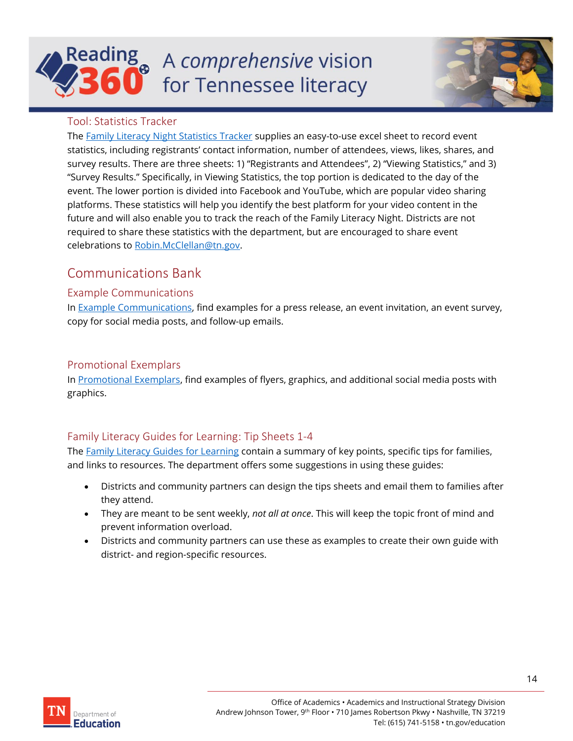### Tool: Statistics Tracker

The Family Literacy Night Statistics Tracker supplies an easy-to-use excel sheet to record event statistics, including registrants' contact information, number of attendees, views, likes, shares, and survey results. There are three sheets: 1) "Registrants and Attendees", 2) "Viewing Statistics," and 3) "Survey Results." Specifically, in Viewing Statistics, the top portion is dedicated to the day of the event. The lower portion is divided into Facebook and YouTube, which are popular video sharing platforms. These statistics will help you identify the best platform for your video content in the future and will also enable you to track the reach of the Family Literacy Night. Districts are not required to share these statistics with the department, but are encouraged to share event celebrations to Robin.McClellan@tn.gov.

## Communications Bank

### Example Communications

In Example Communications, find examples for a press release, an event invitation, an event survey, copy for social media posts, and follow-up emails.

### Promotional Exemplars

In Promotional Exemplars, find examples of flyers, graphics, and additional social media posts with graphics.

### Family Literacy Guides for Learning: Tip Sheets 1-4

The Family Literacy Guides for Learning contain a summary of key points, specific tips for families, and links to resources. The department offers some suggestions in using these guides:

- Districts and community partners can design the tips sheets and email them to families after they attend.
- They are meant to be sent weekly, *not all at once*. This will keep the topic front of mind and prevent information overload.
- Districts and community partners can use these as examples to create their own guide with district- and region-specific resources.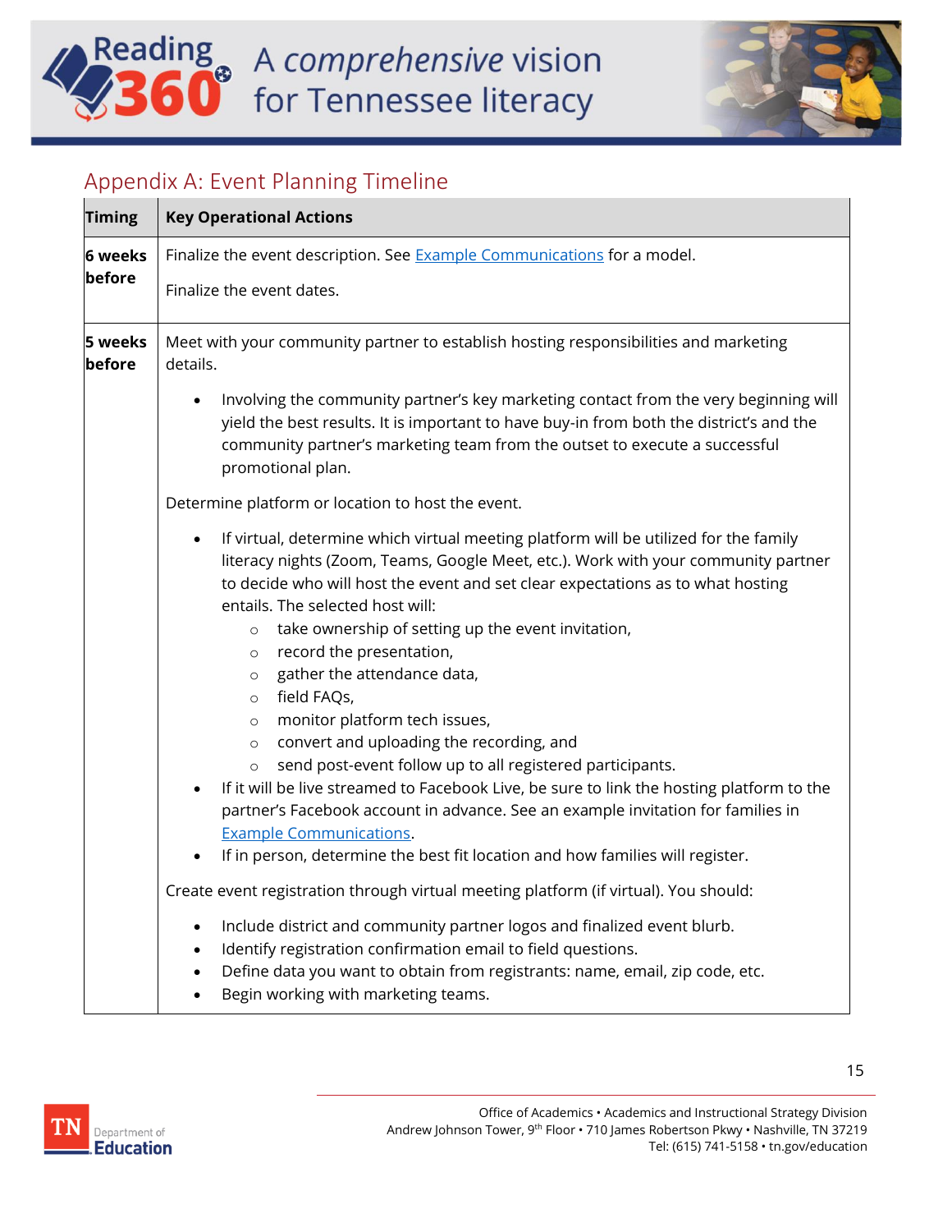## Appendix A: Event Planning Timeline

| Timing | Key Operational Actions |
|---|---|
| **6 weeks before** | Finalize the event description. See [Example Communications]() for a model.<br><br>Finalize the event dates. |
| **5 weeks before** | Meet with your community partner to establish hosting responsibilities and marketing details.<br><br>• Involving the community partner's key marketing contact from the very beginning will yield the best results. It is important to have buy-in from both the district's and the community partner's marketing team from the outset to execute a successful promotional plan.<br><br>Determine platform or location to host the event.<br><br>• If virtual, determine which virtual meeting platform will be utilized for the family literacy nights (Zoom, Teams, Google Meet, etc.). Work with your community partner to decide who will host the event and set clear expectations as to what hosting entails. The selected host will:<br>&nbsp;&nbsp;&nbsp;&nbsp;○ take ownership of setting up the event invitation,<br>&nbsp;&nbsp;&nbsp;&nbsp;○ record the presentation,<br>&nbsp;&nbsp;&nbsp;&nbsp;○ gather the attendance data,<br>&nbsp;&nbsp;&nbsp;&nbsp;○ field FAQs,<br>&nbsp;&nbsp;&nbsp;&nbsp;○ monitor platform tech issues,<br>&nbsp;&nbsp;&nbsp;&nbsp;○ convert and uploading the recording, and<br>&nbsp;&nbsp;&nbsp;&nbsp;○ send post-event follow up to all registered participants.<br>• If it will be live streamed to Facebook Live, be sure to link the hosting platform to the partner's Facebook account in advance. See an example invitation for families in [Example Communications]().<br>• If in person, determine the best fit location and how families will register.<br><br>Create event registration through virtual meeting platform (if virtual). You should:<br><br>• Include district and community partner logos and finalized event blurb.<br>• Identify registration confirmation email to field questions.<br>• Define data you want to obtain from registrants: name, email, zip code, etc.<br>• Begin working with marketing teams. |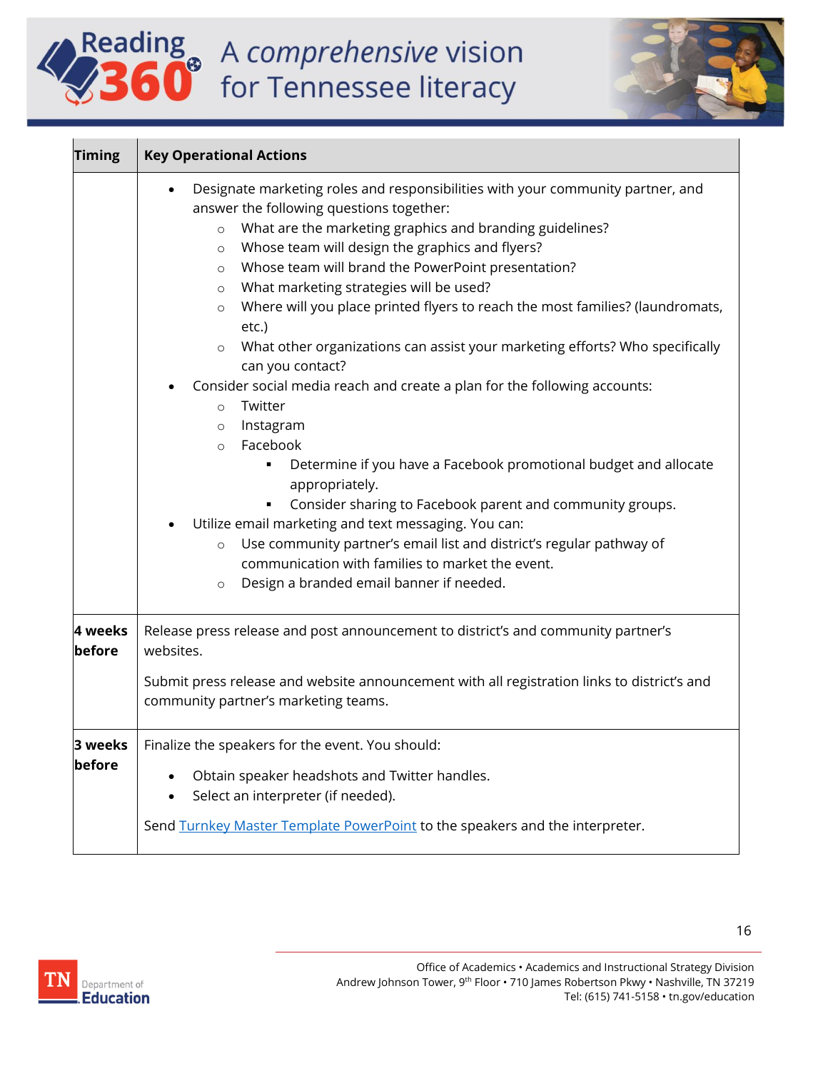| Timing | Key Operational Actions |
| --- | --- |
| | • Designate marketing roles and responsibilities with your community partner, and answer the following questions together:<br>  ○ What are the marketing graphics and branding guidelines?<br>  ○ Whose team will design the graphics and flyers?<br>  ○ Whose team will brand the PowerPoint presentation?<br>  ○ What marketing strategies will be used?<br>  ○ Where will you place printed flyers to reach the most families? (laundromats, etc.)<br>  ○ What other organizations can assist your marketing efforts? Who specifically can you contact?<br>• Consider social media reach and create a plan for the following accounts:<br>  ○ Twitter<br>  ○ Instagram<br>  ○ Facebook<br>    ▪ Determine if you have a Facebook promotional budget and allocate appropriately.<br>    ▪ Consider sharing to Facebook parent and community groups.<br>• Utilize email marketing and text messaging. You can:<br>  ○ Use community partner's email list and district's regular pathway of communication with families to market the event.<br>  ○ Design a branded email banner if needed. |
| **4 weeks before** | Release press release and post announcement to district's and community partner's websites.<br><br>Submit press release and website announcement with all registration links to district's and community partner's marketing teams. |
| **3 weeks before** | Finalize the speakers for the event. You should:<br>• Obtain speaker headshots and Twitter handles.<br>• Select an interpreter (if needed).<br><br>Send Turnkey Master Template PowerPoint to the speakers and the interpreter. |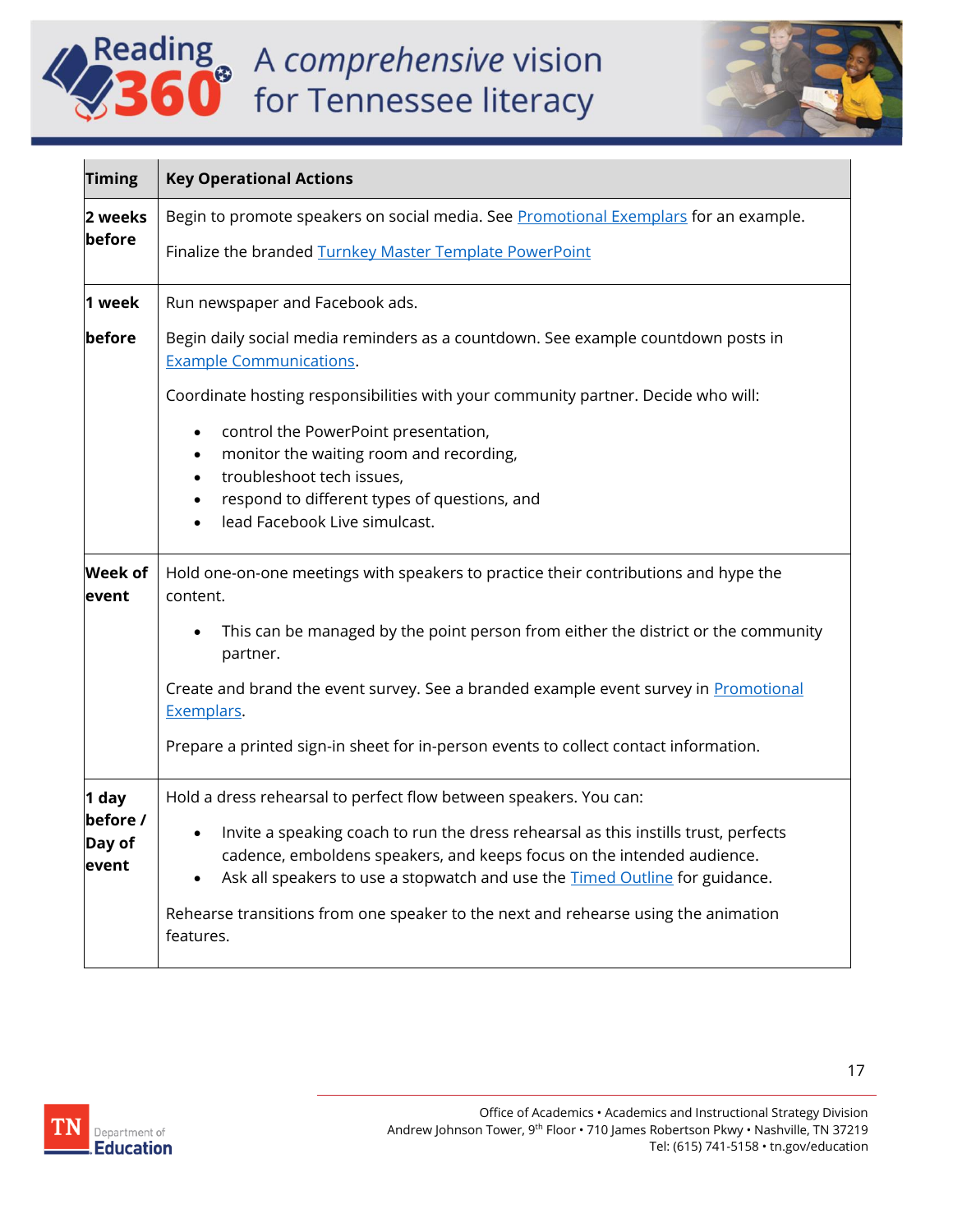| Timing | Key Operational Actions |
| --- | --- |
| **2 weeks before** | Begin to promote speakers on social media. See Promotional Exemplars for an example.<br><br>Finalize the branded Turnkey Master Template PowerPoint |
| **1 week before** | Run newspaper and Facebook ads.<br><br>Begin daily social media reminders as a countdown. See example countdown posts in Example Communications.<br><br>Coordinate hosting responsibilities with your community partner. Decide who will:<br>• control the PowerPoint presentation,<br>• monitor the waiting room and recording,<br>• troubleshoot tech issues,<br>• respond to different types of questions, and<br>• lead Facebook Live simulcast. |
| **Week of event** | Hold one-on-one meetings with speakers to practice their contributions and hype the content.<br>• This can be managed by the point person from either the district or the community partner.<br><br>Create and brand the event survey. See a branded example event survey in Promotional Exemplars.<br><br>Prepare a printed sign-in sheet for in-person events to collect contact information. |
| **1 day before / Day of event** | Hold a dress rehearsal to perfect flow between speakers. You can:<br>• Invite a speaking coach to run the dress rehearsal as this instills trust, perfects cadence, emboldens speakers, and keeps focus on the intended audience.<br>• Ask all speakers to use a stopwatch and use the Timed Outline for guidance.<br><br>Rehearse transitions from one speaker to the next and rehearse using the animation features. |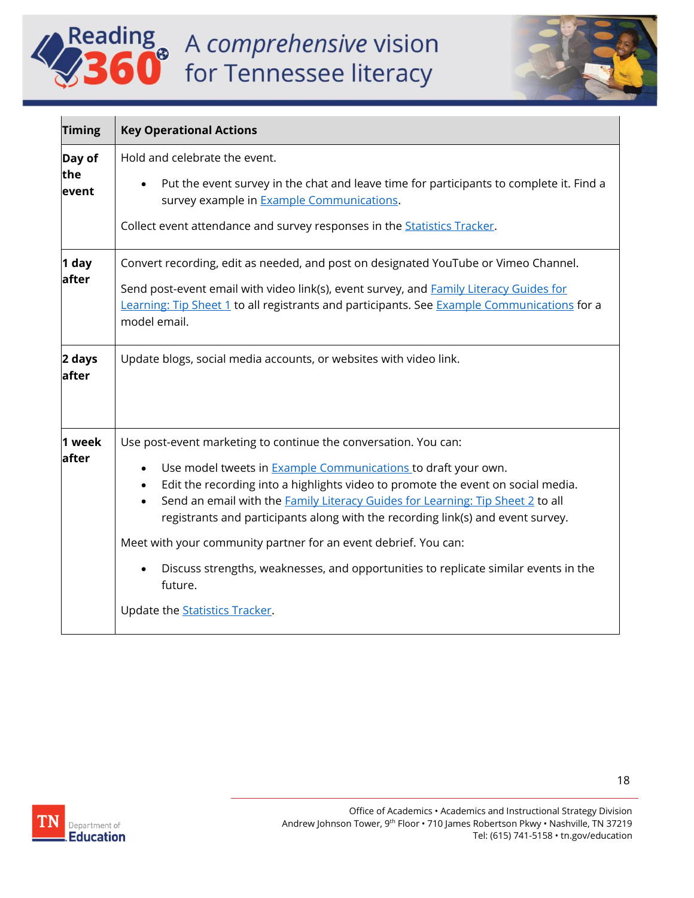| Timing | Key Operational Actions |
|---|---|
| **Day of the event** | Hold and celebrate the event.<br>• Put the event survey in the chat and leave time for participants to complete it. Find a survey example in Example Communications.<br>Collect event attendance and survey responses in the Statistics Tracker. |
| **1 day after** | Convert recording, edit as needed, and post on designated YouTube or Vimeo Channel.<br>Send post-event email with video link(s), event survey, and Family Literacy Guides for Learning: Tip Sheet 1 to all registrants and participants. See Example Communications for a model email. |
| **2 days after** | Update blogs, social media accounts, or websites with video link. |
| **1 week after** | Use post-event marketing to continue the conversation. You can:<br>• Use model tweets in Example Communications to draft your own.<br>• Edit the recording into a highlights video to promote the event on social media.<br>• Send an email with the Family Literacy Guides for Learning: Tip Sheet 2 to all registrants and participants along with the recording link(s) and event survey.<br>Meet with your community partner for an event debrief. You can:<br>• Discuss strengths, weaknesses, and opportunities to replicate similar events in the future.<br>Update the Statistics Tracker. |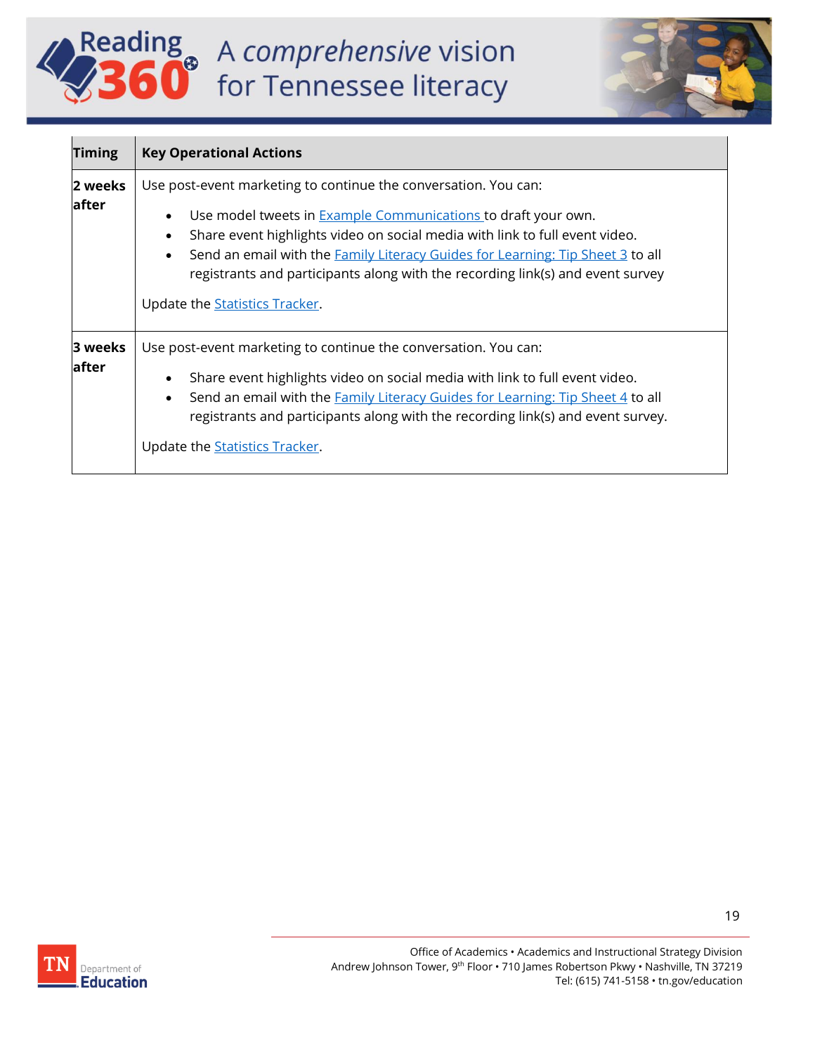| Timing | Key Operational Actions |
| --- | --- |
| **2 weeks after** | Use post-event marketing to continue the conversation. You can:<br>• Use model tweets in Example Communications to draft your own.<br>• Share event highlights video on social media with link to full event video.<br>• Send an email with the Family Literacy Guides for Learning: Tip Sheet 3 to all registrants and participants along with the recording link(s) and event survey<br><br>Update the Statistics Tracker. |
| **3 weeks after** | Use post-event marketing to continue the conversation. You can:<br>• Share event highlights video on social media with link to full event video.<br>• Send an email with the Family Literacy Guides for Learning: Tip Sheet 4 to all registrants and participants along with the recording link(s) and event survey.<br><br>Update the Statistics Tracker. |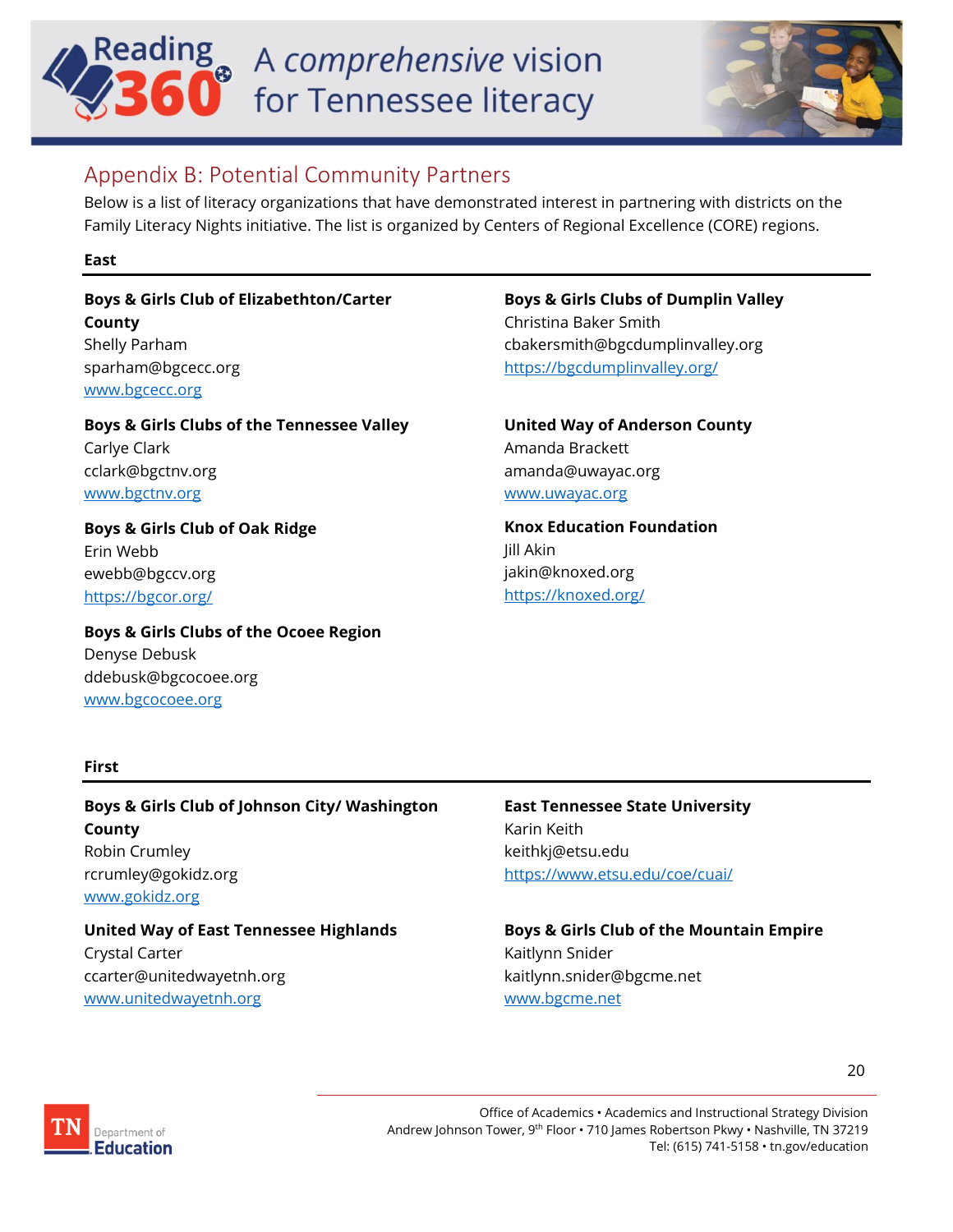## Appendix B: Potential Community Partners

Below is a list of literacy organizations that have demonstrated interest in partnering with districts on the Family Literacy Nights initiative. The list is organized by Centers of Regional Excellence (CORE) regions.

### East

**Boys & Girls Club of Elizabethton/Carter County**
Shelly Parham
sparham@bgcecc.org
www.bgcecc.org

**Boys & Girls Clubs of the Tennessee Valley**
Carlye Clark
cclark@bgctnv.org
www.bgctnv.org

**Boys & Girls Club of Oak Ridge**
Erin Webb
ewebb@bgccv.org
https://bgcor.org/

**Boys & Girls Clubs of the Ocoee Region**
Denyse Debusk
ddebusk@bgcocoee.org
www.bgcocoee.org

**Boys & Girls Clubs of Dumplin Valley**
Christina Baker Smith
cbakersmith@bgcdumplinvalley.org
https://bgcdumplinvalley.org/

**United Way of Anderson County**
Amanda Brackett
amanda@uwayac.org
www.uwayac.org

**Knox Education Foundation**
Jill Akin
jakin@knoxed.org
https://knoxed.org/

### First

**Boys & Girls Club of Johnson City/ Washington County**
Robin Crumley
rcrumley@gokidz.org
www.gokidz.org

**United Way of East Tennessee Highlands**
Crystal Carter
ccarter@unitedwayetnh.org
www.unitedwayetnh.org

**East Tennessee State University**
Karin Keith
keithkj@etsu.edu
https://www.etsu.edu/coe/cuai/

**Boys & Girls Club of the Mountain Empire**
Kaitlynn Snider
kaitlynn.snider@bgcme.net
www.bgcme.net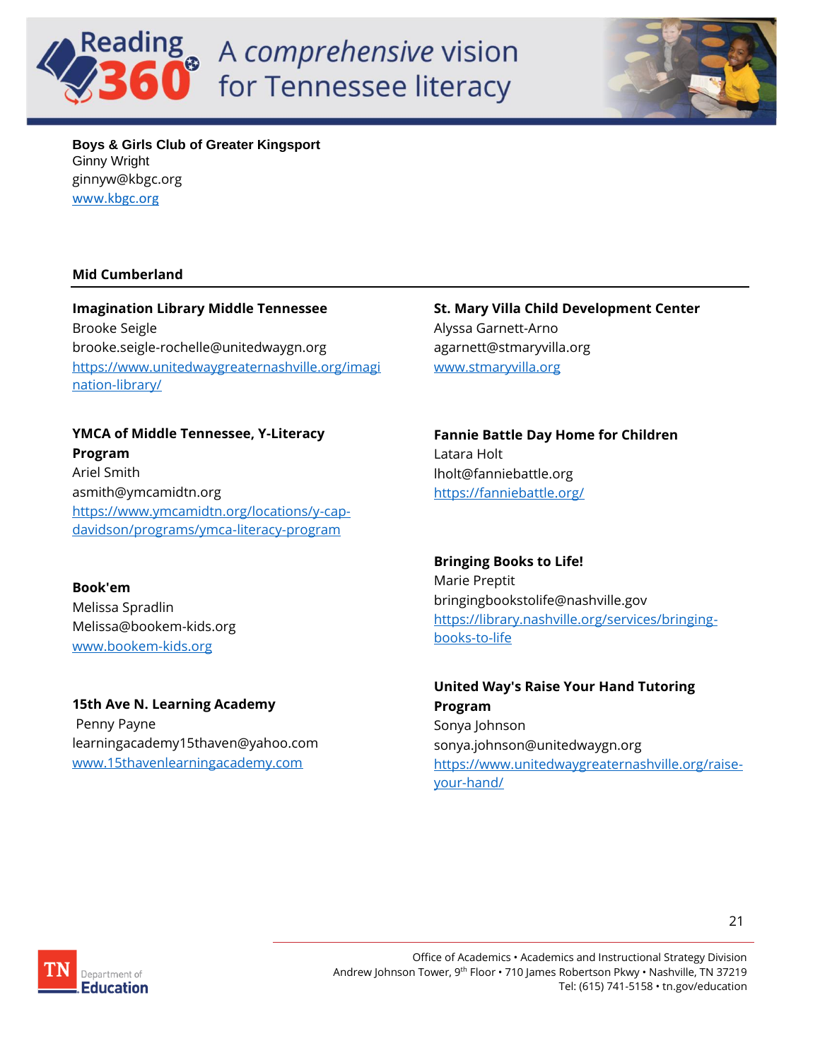**Boys & Girls Club of Greater Kingsport**
Ginny Wright
ginnyw@kbgc.org
www.kbgc.org

## Mid Cumberland

**Imagination Library Middle Tennessee**
Brooke Seigle
brooke.seigle-rochelle@unitedwaygn.org
https://www.unitedwaygreaternashville.org/imagination-library/

**YMCA of Middle Tennessee, Y-Literacy Program**
Ariel Smith
asmith@ymcamidtn.org
https://www.ymcamidtn.org/locations/y-cap-davidson/programs/ymca-literacy-program

**Book'em**
Melissa Spradlin
Melissa@bookem-kids.org
www.bookem-kids.org

**15th Ave N. Learning Academy**
Penny Payne
learningacademy15thaven@yahoo.com
www.15thavenlearningacademy.com

**St. Mary Villa Child Development Center**
Alyssa Garnett-Arno
agarnett@stmaryvilla.org
www.stmaryvilla.org

**Fannie Battle Day Home for Children**
Latara Holt
lholt@fanniebattle.org
https://fanniebattle.org/

**Bringing Books to Life!**
Marie Preptit
bringingbookstolife@nashville.gov
https://library.nashville.org/services/bringing-books-to-life

**United Way's Raise Your Hand Tutoring Program**
Sonya Johnson
sonya.johnson@unitedwaygn.org
https://www.unitedwaygreaternashville.org/raise-your-hand/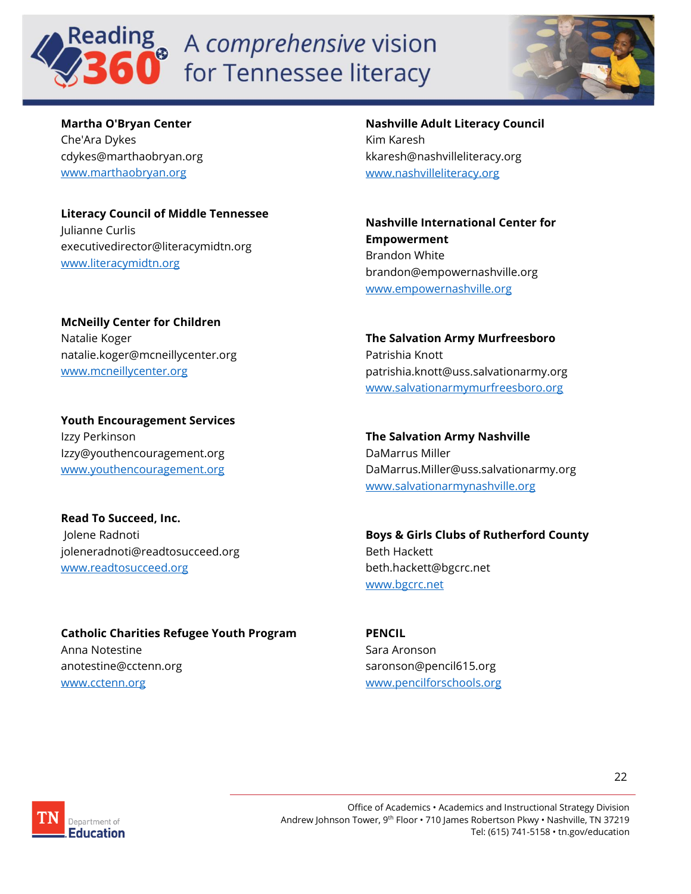**Martha O'Bryan Center**
Che'Ara Dykes
cdykes@marthaobryan.org
www.marthaobryan.org

**Literacy Council of Middle Tennessee**
Julianne Curlis
executivedirector@literacymidtn.org
www.literacymidtn.org

**McNeilly Center for Children**
Natalie Koger
natalie.koger@mcneillycenter.org
www.mcneillycenter.org

**Youth Encouragement Services**
Izzy Perkinson
Izzy@youthencouragement.org
www.youthencouragement.org

**Read To Succeed, Inc.**
Jolene Radnoti
joleneradnoti@readtosucceed.org
www.readtosucceed.org

**Catholic Charities Refugee Youth Program**
Anna Notestine
anotestine@cctenn.org
www.cctenn.org

**Nashville Adult Literacy Council**
Kim Karesh
kkaresh@nashvilleliteracy.org
www.nashvilleliteracy.org

**Nashville International Center for Empowerment**
Brandon White
brandon@empowernashville.org
www.empowernashville.org

**The Salvation Army Murfreesboro**
Patrishia Knott
patrishia.knott@uss.salvationarmy.org
www.salvationarmymurfreesboro.org

**The Salvation Army Nashville**
DaMarrus Miller
DaMarrus.Miller@uss.salvationarmy.org
www.salvationarmynashville.org

**Boys & Girls Clubs of Rutherford County**
Beth Hackett
beth.hackett@bgcrc.net
www.bgcrc.net

**PENCIL**
Sara Aronson
saronson@pencil615.org
www.pencilforschools.org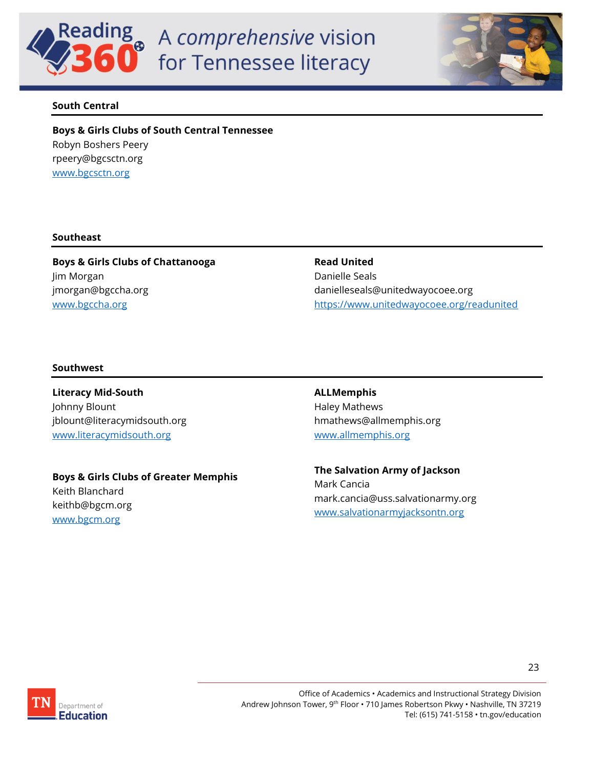### South Central

**Boys & Girls Clubs of South Central Tennessee**
Robyn Boshers Peery
rpeery@bgcsctn.org
[www.bgcsctn.org](http://www.bgcsctn.org)

### Southeast

**Boys & Girls Clubs of Chattanooga**
Jim Morgan
jmorgan@bgccha.org
[www.bgccha.org](http://www.bgccha.org)

**Read United**
Danielle Seals
danielleseals@unitedwayocoee.org
[https://www.unitedwayocoee.org/readunited](https://www.unitedwayocoee.org/readunited)

### Southwest

**Literacy Mid-South**
Johnny Blount
jblount@literacymidsouth.org
[www.literacymidsouth.org](http://www.literacymidsouth.org)

**ALLMemphis**
Haley Mathews
hmathews@allmemphis.org
[www.allmemphis.org](http://www.allmemphis.org)

**Boys & Girls Clubs of Greater Memphis**
Keith Blanchard
keithb@bgcm.org
[www.bgcm.org](http://www.bgcm.org)

**The Salvation Army of Jackson**
Mark Cancia
mark.cancia@uss.salvationarmy.org
[www.salvationarmyjacksontn.org](http://www.salvationarmyjacksontn.org)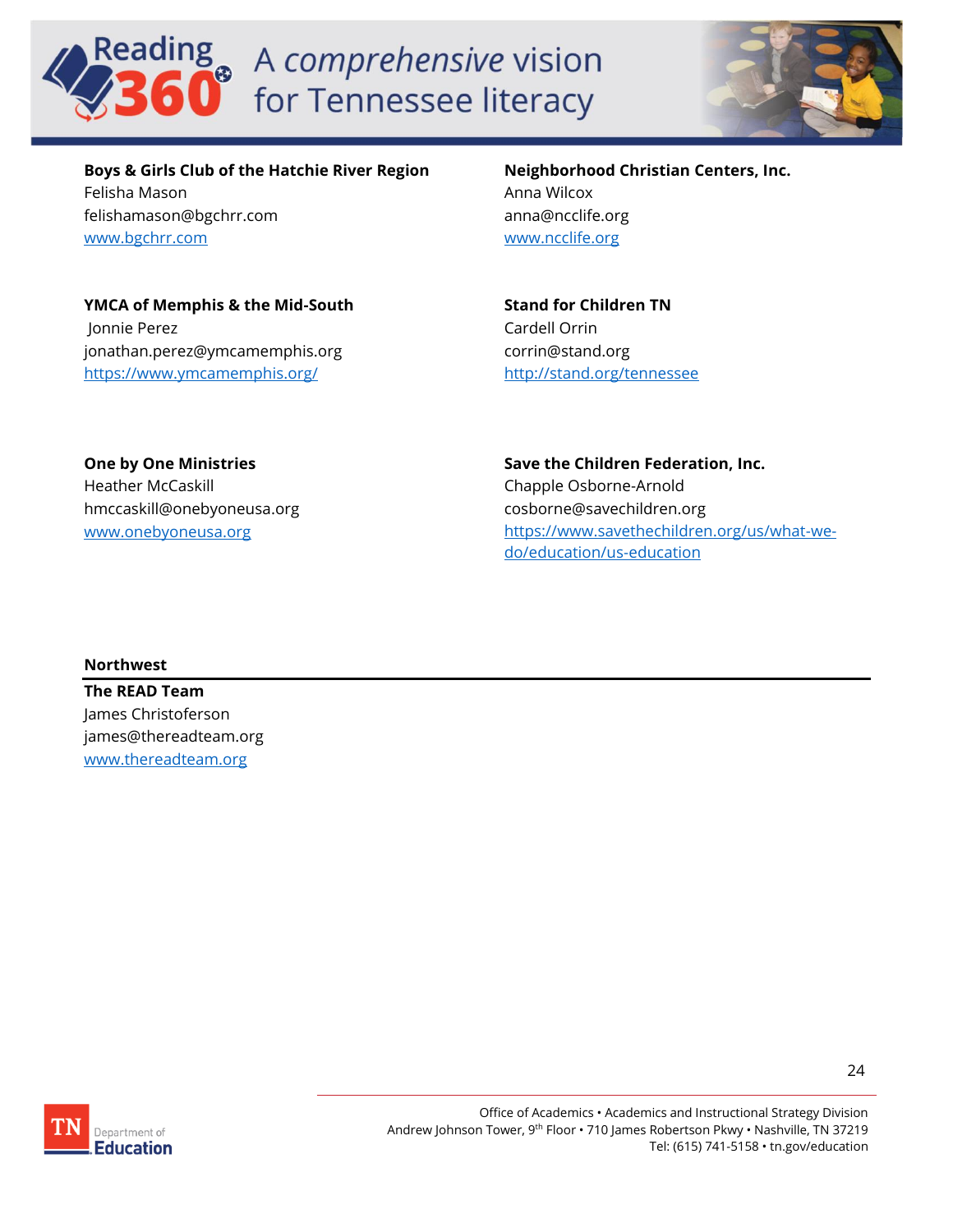**Boys & Girls Club of the Hatchie River Region**
Felisha Mason
felishamason@bgchrr.com
www.bgchrr.com

**Neighborhood Christian Centers, Inc.**
Anna Wilcox
anna@ncclife.org
www.ncclife.org

**YMCA of Memphis & the Mid-South**
Jonnie Perez
jonathan.perez@ymcamemphis.org
https://www.ymcamemphis.org/

**Stand for Children TN**
Cardell Orrin
corrin@stand.org
http://stand.org/tennessee

**One by One Ministries**
Heather McCaskill
hmccaskill@onebyoneusa.org
www.onebyoneusa.org

**Save the Children Federation, Inc.**
Chapple Osborne-Arnold
cosborne@savechildren.org
https://www.savethechildren.org/us/what-we-do/education/us-education

## Northwest

**The READ Team**
James Christoferson
james@thereadteam.org
www.thereadteam.org